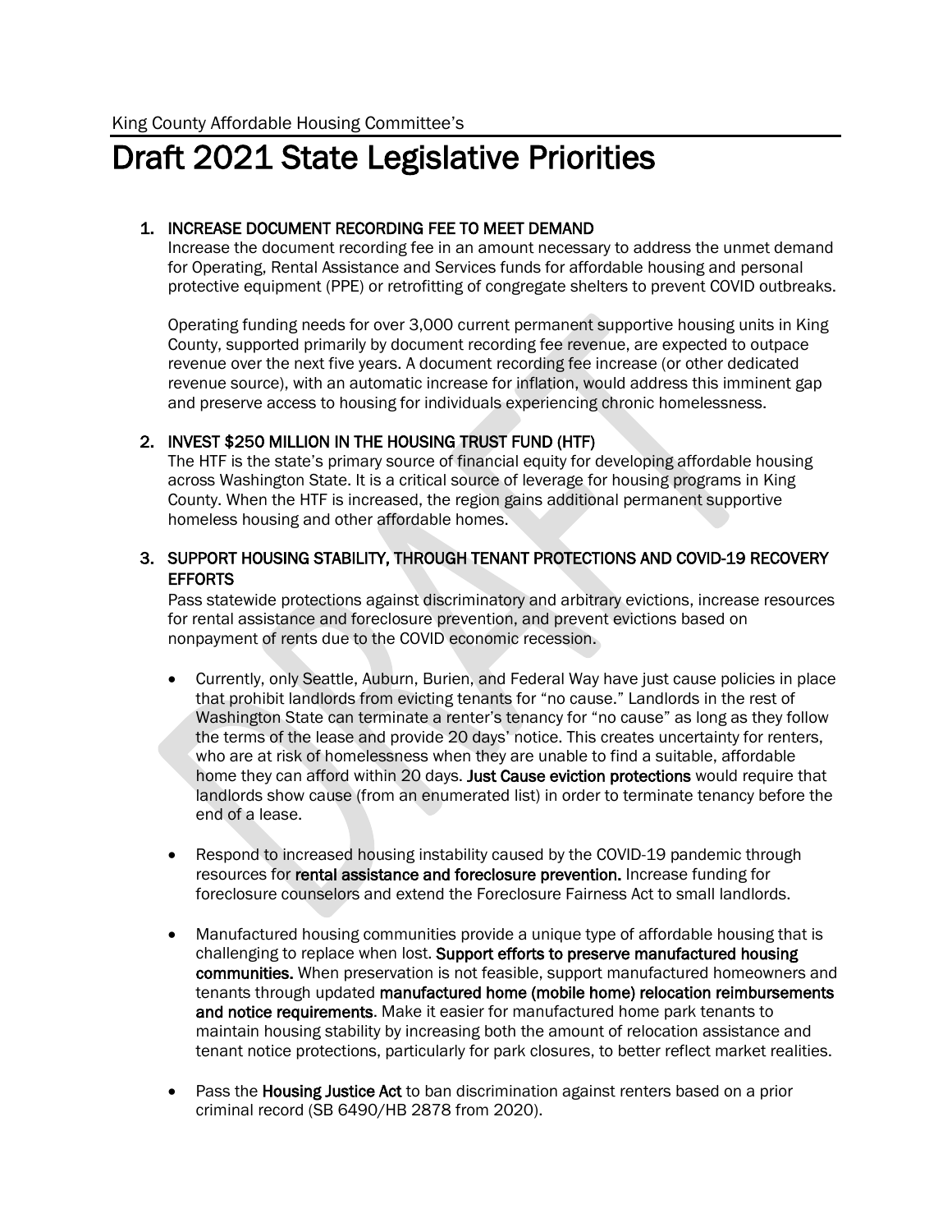King County Affordable Housing Committee's

# Draft 2021 State Legislative Priorities

1. **INCREASE DOCUMENT RECORDING FEE TO MEET DEMAND**
   Increase the document recording fee in an amount necessary to address the unmet demand for Operating, Rental Assistance and Services funds for affordable housing and personal protective equipment (PPE) or retrofitting of congregate shelters to prevent COVID outbreaks.

   Operating funding needs for over 3,000 current permanent supportive housing units in King County, supported primarily by document recording fee revenue, are expected to outpace revenue over the next five years. A document recording fee increase (or other dedicated revenue source), with an automatic increase for inflation, would address this imminent gap and preserve access to housing for individuals experiencing chronic homelessness.

2. **INVEST $250 MILLION IN THE HOUSING TRUST FUND (HTF)**
   The HTF is the state's primary source of financial equity for developing affordable housing across Washington State. It is a critical source of leverage for housing programs in King County. When the HTF is increased, the region gains additional permanent supportive homeless housing and other affordable homes.

3. **SUPPORT HOUSING STABILITY, THROUGH TENANT PROTECTIONS AND COVID-19 RECOVERY EFFORTS**
   Pass statewide protections against discriminatory and arbitrary evictions, increase resources for rental assistance and foreclosure prevention, and prevent evictions based on nonpayment of rents due to the COVID economic recession.

   - Currently, only Seattle, Auburn, Burien, and Federal Way have just cause policies in place that prohibit landlords from evicting tenants for "no cause." Landlords in the rest of Washington State can terminate a renter's tenancy for "no cause" as long as they follow the terms of the lease and provide 20 days' notice. This creates uncertainty for renters, who are at risk of homelessness when they are unable to find a suitable, affordable home they can afford within 20 days. **Just Cause eviction protections** would require that landlords show cause (from an enumerated list) in order to terminate tenancy before the end of a lease.

   - Respond to increased housing instability caused by the COVID-19 pandemic through resources for **rental assistance and foreclosure prevention.** Increase funding for foreclosure counselors and extend the Foreclosure Fairness Act to small landlords.

   - Manufactured housing communities provide a unique type of affordable housing that is challenging to replace when lost. **Support efforts to preserve manufactured housing communities.** When preservation is not feasible, support manufactured homeowners and tenants through updated **manufactured home (mobile home) relocation reimbursements and notice requirements**. Make it easier for manufactured home park tenants to maintain housing stability by increasing both the amount of relocation assistance and tenant notice protections, particularly for park closures, to better reflect market realities.

   - Pass the **Housing Justice Act** to ban discrimination against renters based on a prior criminal record (SB 6490/HB 2878 from 2020).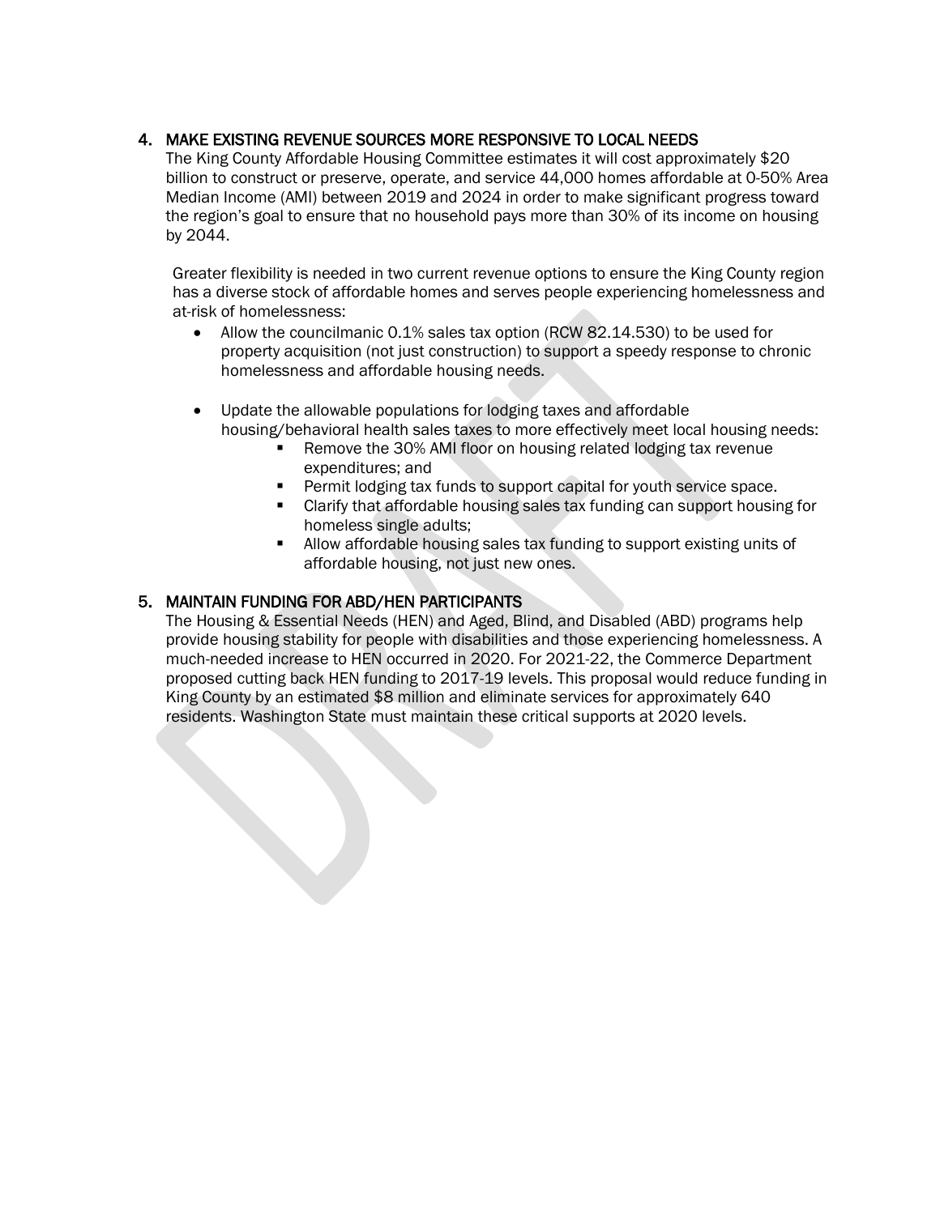## 4. MAKE EXISTING REVENUE SOURCES MORE RESPONSIVE TO LOCAL NEEDS

The King County Affordable Housing Committee estimates it will cost approximately $20 billion to construct or preserve, operate, and service 44,000 homes affordable at 0-50% Area Median Income (AMI) between 2019 and 2024 in order to make significant progress toward the region's goal to ensure that no household pays more than 30% of its income on housing by 2044.

Greater flexibility is needed in two current revenue options to ensure the King County region has a diverse stock of affordable homes and serves people experiencing homelessness and at-risk of homelessness:

- Allow the councilmanic 0.1% sales tax option (RCW 82.14.530) to be used for property acquisition (not just construction) to support a speedy response to chronic homelessness and affordable housing needs.

- Update the allowable populations for lodging taxes and affordable housing/behavioral health sales taxes to more effectively meet local housing needs:
  - Remove the 30% AMI floor on housing related lodging tax revenue expenditures; and
  - Permit lodging tax funds to support capital for youth service space.
  - Clarify that affordable housing sales tax funding can support housing for homeless single adults;
  - Allow affordable housing sales tax funding to support existing units of affordable housing, not just new ones.

## 5. MAINTAIN FUNDING FOR ABD/HEN PARTICIPANTS

The Housing & Essential Needs (HEN) and Aged, Blind, and Disabled (ABD) programs help provide housing stability for people with disabilities and those experiencing homelessness. A much-needed increase to HEN occurred in 2020. For 2021-22, the Commerce Department proposed cutting back HEN funding to 2017-19 levels. This proposal would reduce funding in King County by an estimated $8 million and eliminate services for approximately 640 residents. Washington State must maintain these critical supports at 2020 levels.